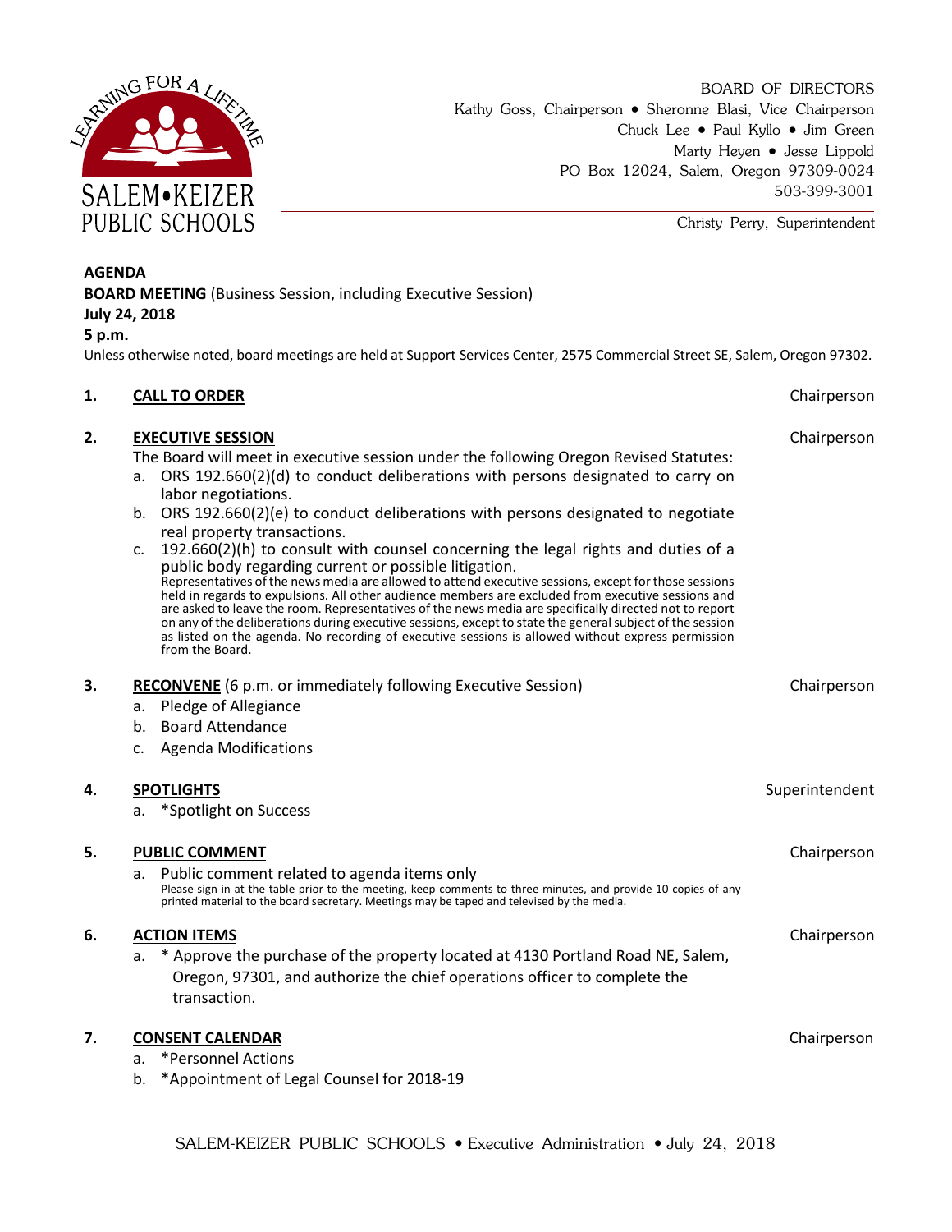SALEM•KEIZER PUBLIC SCHOOLS

LEARNING FOR A LIFETIME

BOARD OF DIRECTORS
Kathy Goss, Chairperson • Sheronne Blasi, Vice Chairperson
Chuck Lee • Paul Kyllo • Jim Green
Marty Heyen • Jesse Lippold
PO Box 12024, Salem, Oregon 97309-0024
503-399-3001

Christy Perry, Superintendent

**AGENDA**
**BOARD MEETING** (Business Session, including Executive Session)
**July 24, 2018**
**5 p.m.**

Unless otherwise noted, board meetings are held at Support Services Center, 2575 Commercial Street SE, Salem, Oregon 97302.

**1. CALL TO ORDER** — Chairperson

**2. EXECUTIVE SESSION** — Chairperson

The Board will meet in executive session under the following Oregon Revised Statutes:

a. ORS 192.660(2)(d) to conduct deliberations with persons designated to carry on labor negotiations.
b. ORS 192.660(2)(e) to conduct deliberations with persons designated to negotiate real property transactions.
c. 192.660(2)(h) to consult with counsel concerning the legal rights and duties of a public body regarding current or possible litigation.

Representatives of the news media are allowed to attend executive sessions, except for those sessions held in regards to expulsions. All other audience members are excluded from executive sessions and are asked to leave the room. Representatives of the news media are specifically directed not to report on any of the deliberations during executive sessions, except to state the general subject of the session as listed on the agenda. No recording of executive sessions is allowed without express permission from the Board.

**3. RECONVENE** (6 p.m. or immediately following Executive Session) — Chairperson

a. Pledge of Allegiance
b. Board Attendance
c. Agenda Modifications

**4. SPOTLIGHTS** — Superintendent

a. *Spotlight on Success

**5. PUBLIC COMMENT** — Chairperson

a. Public comment related to agenda items only

Please sign in at the table prior to the meeting, keep comments to three minutes, and provide 10 copies of any printed material to the board secretary. Meetings may be taped and televised by the media.

**6. ACTION ITEMS** — Chairperson

a. * Approve the purchase of the property located at 4130 Portland Road NE, Salem, Oregon, 97301, and authorize the chief operations officer to complete the transaction.

**7. CONSENT CALENDAR** — Chairperson

a. *Personnel Actions
b. *Appointment of Legal Counsel for 2018-19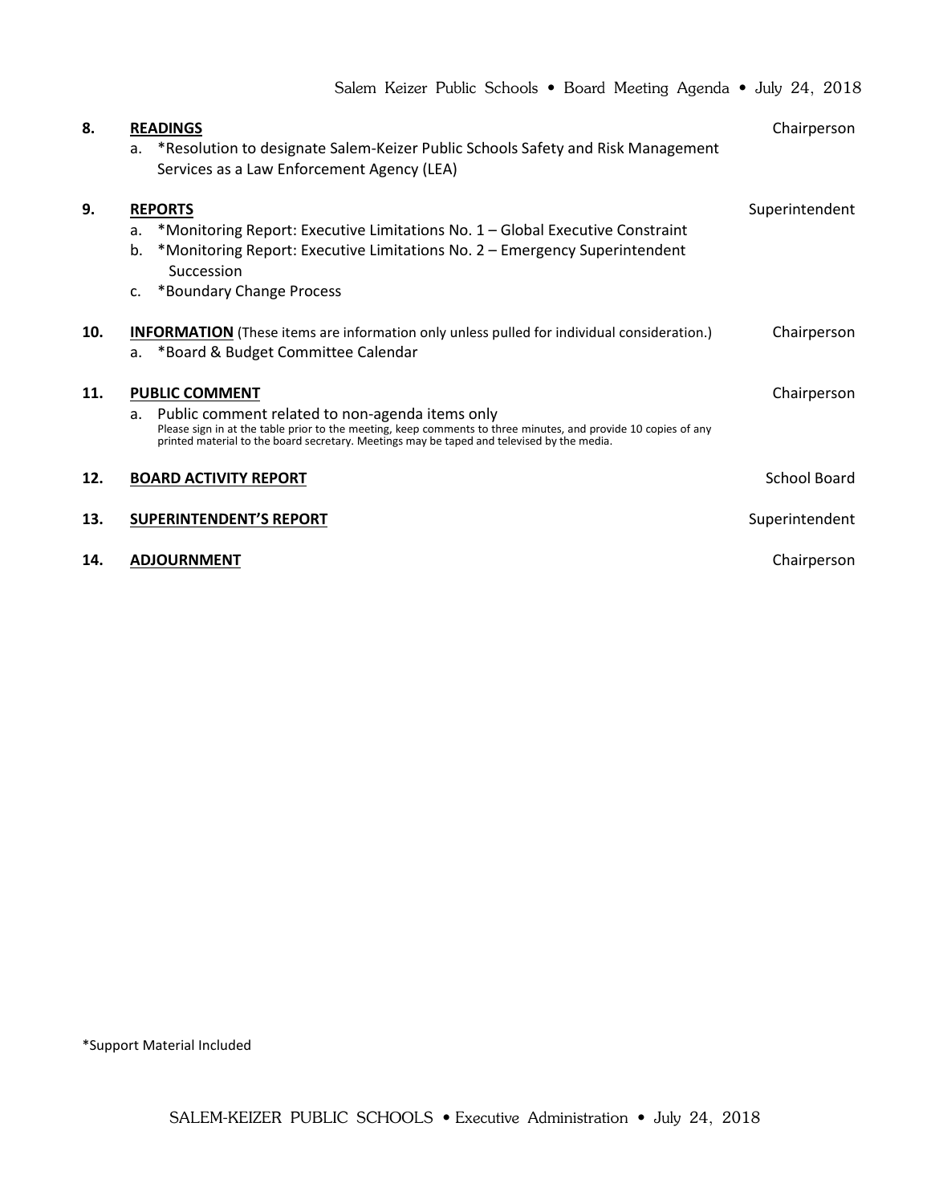**8. READINGS** — Chairperson

a. *Resolution to designate Salem-Keizer Public Schools Safety and Risk Management Services as a Law Enforcement Agency (LEA)

**9. REPORTS** — Superintendent

a. *Monitoring Report: Executive Limitations No. 1 – Global Executive Constraint
b. *Monitoring Report: Executive Limitations No. 2 – Emergency Superintendent Succession
c. *Boundary Change Process

**10. INFORMATION** (These items are information only unless pulled for individual consideration.) — Chairperson

a. *Board & Budget Committee Calendar

**11. PUBLIC COMMENT** — Chairperson

a. Public comment related to non-agenda items only
Please sign in at the table prior to the meeting, keep comments to three minutes, and provide 10 copies of any printed material to the board secretary. Meetings may be taped and televised by the media.

**12. BOARD ACTIVITY REPORT** — School Board

**13. SUPERINTENDENT'S REPORT** — Superintendent

**14. ADJOURNMENT** — Chairperson

*Support Material Included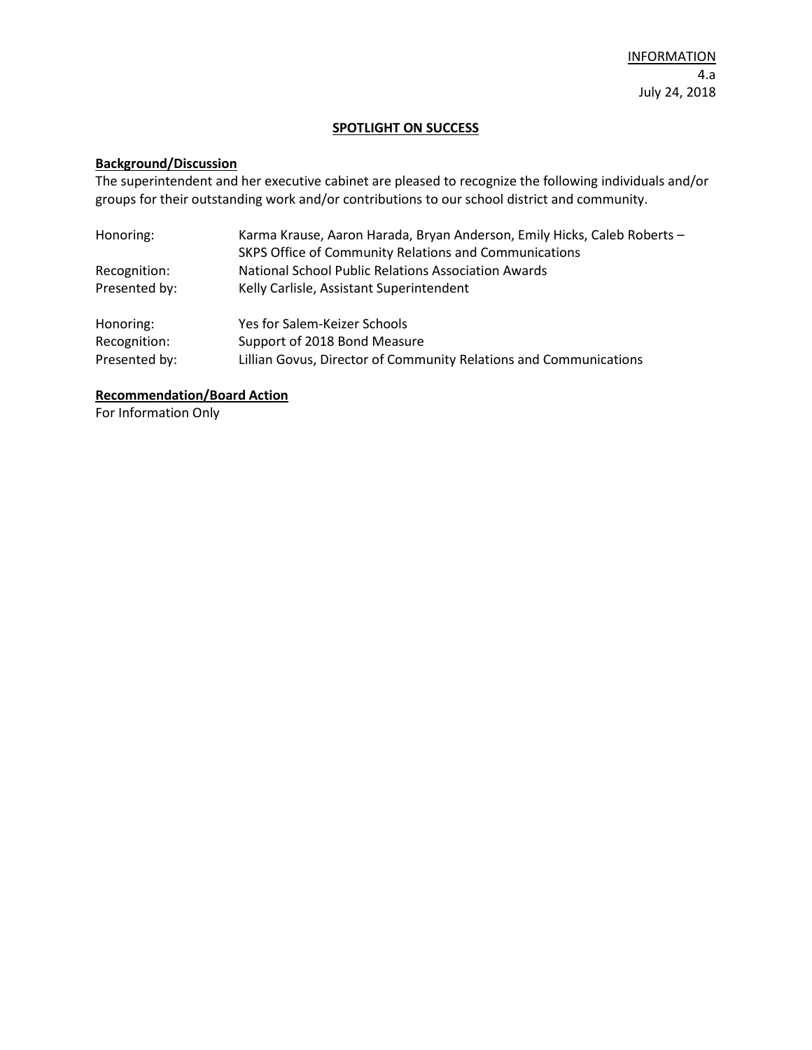INFORMATION
4.a
July 24, 2018

## SPOTLIGHT ON SUCCESS

### Background/Discussion

The superintendent and her executive cabinet are pleased to recognize the following individuals and/or groups for their outstanding work and/or contributions to our school district and community.

| | |
|---|---|
| Honoring: | Karma Krause, Aaron Harada, Bryan Anderson, Emily Hicks, Caleb Roberts – SKPS Office of Community Relations and Communications |
| Recognition: | National School Public Relations Association Awards |
| Presented by: | Kelly Carlisle, Assistant Superintendent |

| | |
|---|---|
| Honoring: | Yes for Salem-Keizer Schools |
| Recognition: | Support of 2018 Bond Measure |
| Presented by: | Lillian Govus, Director of Community Relations and Communications |

### Recommendation/Board Action

For Information Only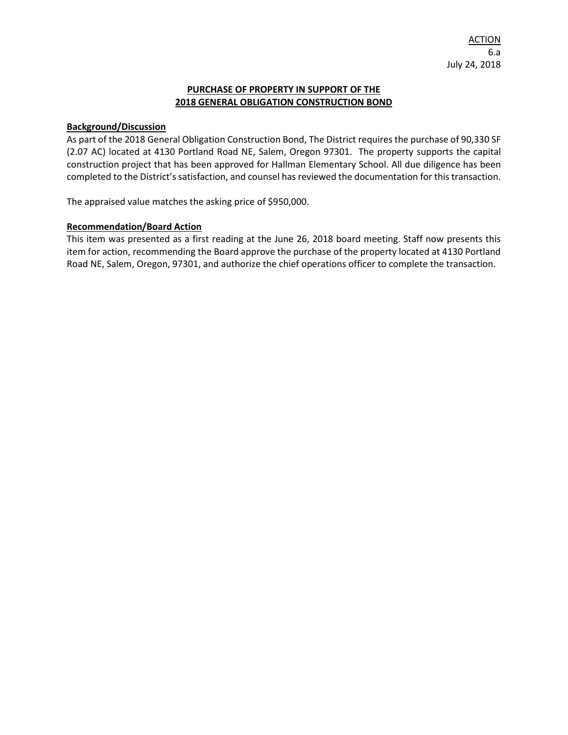<u>ACTION</u>
6.a
July 24, 2018

# PURCHASE OF PROPERTY IN SUPPORT OF THE 2018 GENERAL OBLIGATION CONSTRUCTION BOND

## Background/Discussion

As part of the 2018 General Obligation Construction Bond, The District requires the purchase of 90,330 SF (2.07 AC) located at 4130 Portland Road NE, Salem, Oregon 97301. The property supports the capital construction project that has been approved for Hallman Elementary School. All due diligence has been completed to the District's satisfaction, and counsel has reviewed the documentation for this transaction.

The appraised value matches the asking price of $950,000.

## Recommendation/Board Action

This item was presented as a first reading at the June 26, 2018 board meeting. Staff now presents this item for action, recommending the Board approve the purchase of the property located at 4130 Portland Road NE, Salem, Oregon, 97301, and authorize the chief operations officer to complete the transaction.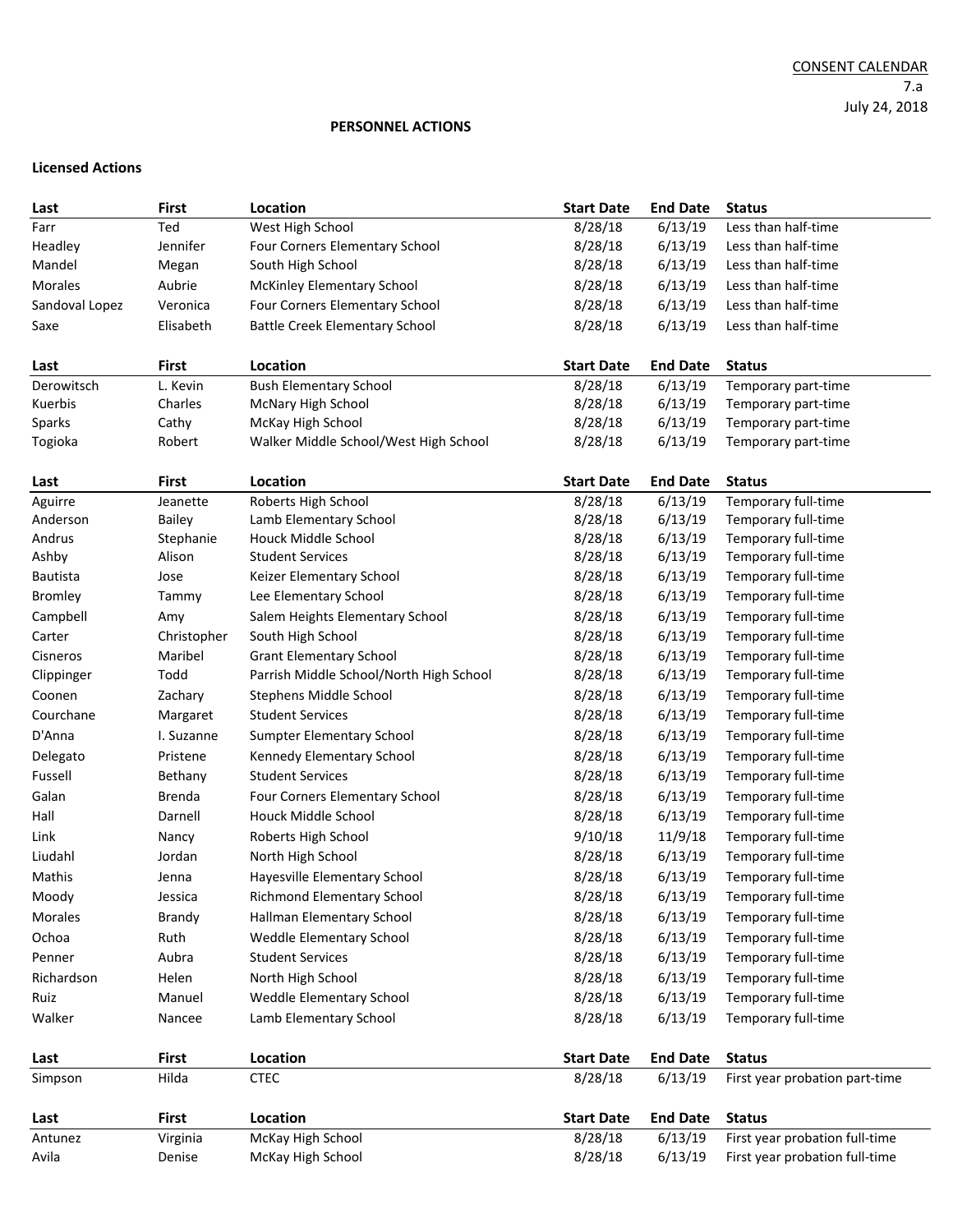CONSENT CALENDAR
7.a
July 24, 2018

**PERSONNEL ACTIONS**

**Licensed Actions**

| Last | First | Location | Start Date | End Date | Status |
|---|---|---|---|---|---|
| Farr | Ted | West High School | 8/28/18 | 6/13/19 | Less than half-time |
| Headley | Jennifer | Four Corners Elementary School | 8/28/18 | 6/13/19 | Less than half-time |
| Mandel | Megan | South High School | 8/28/18 | 6/13/19 | Less than half-time |
| Morales | Aubrie | McKinley Elementary School | 8/28/18 | 6/13/19 | Less than half-time |
| Sandoval Lopez | Veronica | Four Corners Elementary School | 8/28/18 | 6/13/19 | Less than half-time |
| Saxe | Elisabeth | Battle Creek Elementary School | 8/28/18 | 6/13/19 | Less than half-time |

| Last | First | Location | Start Date | End Date | Status |
|---|---|---|---|---|---|
| Derowitsch | L. Kevin | Bush Elementary School | 8/28/18 | 6/13/19 | Temporary part-time |
| Kuerbis | Charles | McNary High School | 8/28/18 | 6/13/19 | Temporary part-time |
| Sparks | Cathy | McKay High School | 8/28/18 | 6/13/19 | Temporary part-time |
| Togioka | Robert | Walker Middle School/West High School | 8/28/18 | 6/13/19 | Temporary part-time |

| Last | First | Location | Start Date | End Date | Status |
|---|---|---|---|---|---|
| Aguirre | Jeanette | Roberts High School | 8/28/18 | 6/13/19 | Temporary full-time |
| Anderson | Bailey | Lamb Elementary School | 8/28/18 | 6/13/19 | Temporary full-time |
| Andrus | Stephanie | Houck Middle School | 8/28/18 | 6/13/19 | Temporary full-time |
| Ashby | Alison | Student Services | 8/28/18 | 6/13/19 | Temporary full-time |
| Bautista | Jose | Keizer Elementary School | 8/28/18 | 6/13/19 | Temporary full-time |
| Bromley | Tammy | Lee Elementary School | 8/28/18 | 6/13/19 | Temporary full-time |
| Campbell | Amy | Salem Heights Elementary School | 8/28/18 | 6/13/19 | Temporary full-time |
| Carter | Christopher | South High School | 8/28/18 | 6/13/19 | Temporary full-time |
| Cisneros | Maribel | Grant Elementary School | 8/28/18 | 6/13/19 | Temporary full-time |
| Clippinger | Todd | Parrish Middle School/North High School | 8/28/18 | 6/13/19 | Temporary full-time |
| Coonen | Zachary | Stephens Middle School | 8/28/18 | 6/13/19 | Temporary full-time |
| Courchane | Margaret | Student Services | 8/28/18 | 6/13/19 | Temporary full-time |
| D'Anna | I. Suzanne | Sumpter Elementary School | 8/28/18 | 6/13/19 | Temporary full-time |
| Delegato | Pristene | Kennedy Elementary School | 8/28/18 | 6/13/19 | Temporary full-time |
| Fussell | Bethany | Student Services | 8/28/18 | 6/13/19 | Temporary full-time |
| Galan | Brenda | Four Corners Elementary School | 8/28/18 | 6/13/19 | Temporary full-time |
| Hall | Darnell | Houck Middle School | 8/28/18 | 6/13/19 | Temporary full-time |
| Link | Nancy | Roberts High School | 9/10/18 | 11/9/18 | Temporary full-time |
| Liudahl | Jordan | North High School | 8/28/18 | 6/13/19 | Temporary full-time |
| Mathis | Jenna | Hayesville Elementary School | 8/28/18 | 6/13/19 | Temporary full-time |
| Moody | Jessica | Richmond Elementary School | 8/28/18 | 6/13/19 | Temporary full-time |
| Morales | Brandy | Hallman Elementary School | 8/28/18 | 6/13/19 | Temporary full-time |
| Ochoa | Ruth | Weddle Elementary School | 8/28/18 | 6/13/19 | Temporary full-time |
| Penner | Aubra | Student Services | 8/28/18 | 6/13/19 | Temporary full-time |
| Richardson | Helen | North High School | 8/28/18 | 6/13/19 | Temporary full-time |
| Ruiz | Manuel | Weddle Elementary School | 8/28/18 | 6/13/19 | Temporary full-time |
| Walker | Nancee | Lamb Elementary School | 8/28/18 | 6/13/19 | Temporary full-time |

| Last | First | Location | Start Date | End Date | Status |
|---|---|---|---|---|---|
| Simpson | Hilda | CTEC | 8/28/18 | 6/13/19 | First year probation part-time |

| Last | First | Location | Start Date | End Date | Status |
|---|---|---|---|---|---|
| Antunez | Virginia | McKay High School | 8/28/18 | 6/13/19 | First year probation full-time |
| Avila | Denise | McKay High School | 8/28/18 | 6/13/19 | First year probation full-time |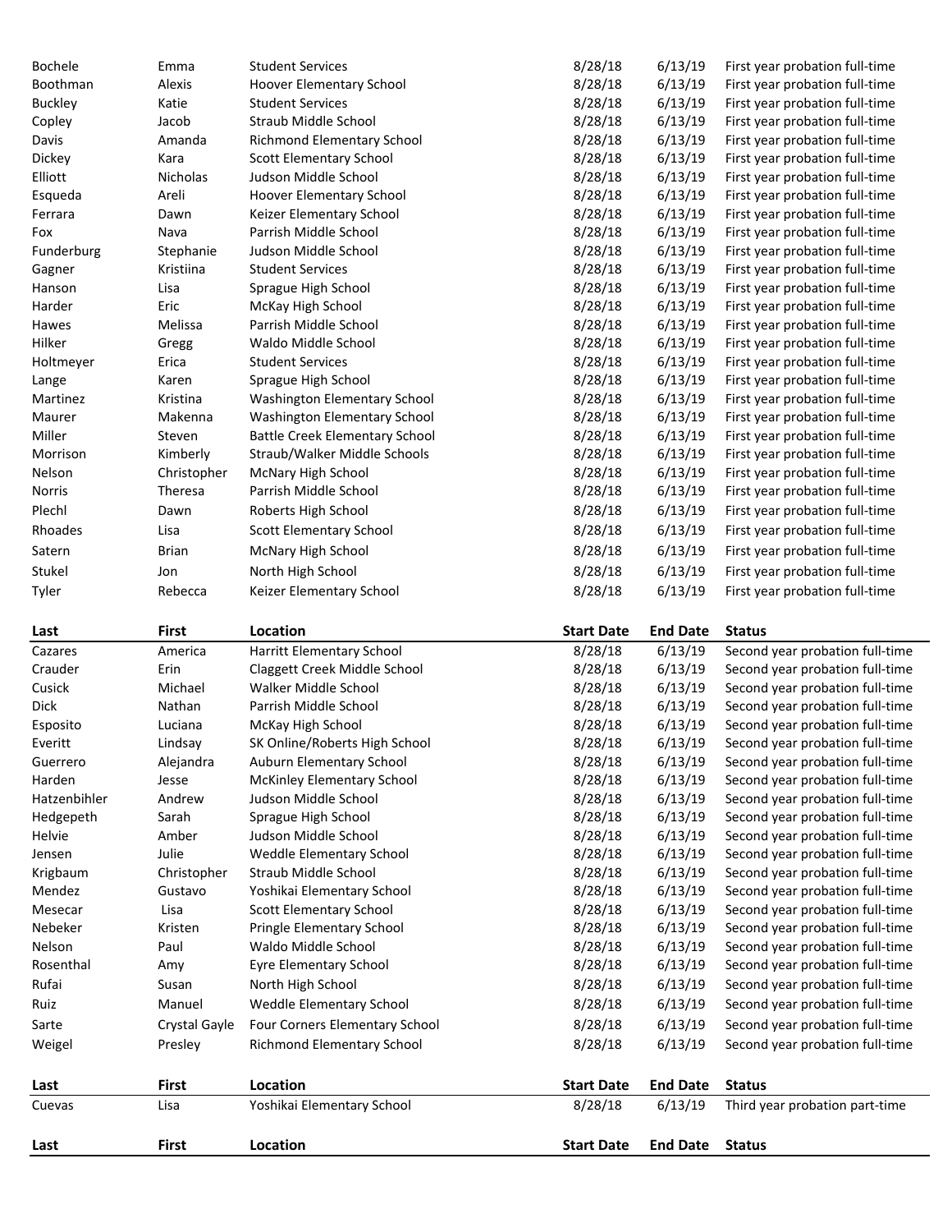| Last | First | Location | Start Date | End Date | Status |
|---|---|---|---|---|---|
| Bochele | Emma | Student Services | 8/28/18 | 6/13/19 | First year probation full-time |
| Boothman | Alexis | Hoover Elementary School | 8/28/18 | 6/13/19 | First year probation full-time |
| Buckley | Katie | Student Services | 8/28/18 | 6/13/19 | First year probation full-time |
| Copley | Jacob | Straub Middle School | 8/28/18 | 6/13/19 | First year probation full-time |
| Davis | Amanda | Richmond Elementary School | 8/28/18 | 6/13/19 | First year probation full-time |
| Dickey | Kara | Scott Elementary School | 8/28/18 | 6/13/19 | First year probation full-time |
| Elliott | Nicholas | Judson Middle School | 8/28/18 | 6/13/19 | First year probation full-time |
| Esqueda | Areli | Hoover Elementary School | 8/28/18 | 6/13/19 | First year probation full-time |
| Ferrara | Dawn | Keizer Elementary School | 8/28/18 | 6/13/19 | First year probation full-time |
| Fox | Nava | Parrish Middle School | 8/28/18 | 6/13/19 | First year probation full-time |
| Funderburg | Stephanie | Judson Middle School | 8/28/18 | 6/13/19 | First year probation full-time |
| Gagner | Kristiina | Student Services | 8/28/18 | 6/13/19 | First year probation full-time |
| Hanson | Lisa | Sprague High School | 8/28/18 | 6/13/19 | First year probation full-time |
| Harder | Eric | McKay High School | 8/28/18 | 6/13/19 | First year probation full-time |
| Hawes | Melissa | Parrish Middle School | 8/28/18 | 6/13/19 | First year probation full-time |
| Hilker | Gregg | Waldo Middle School | 8/28/18 | 6/13/19 | First year probation full-time |
| Holtmeyer | Erica | Student Services | 8/28/18 | 6/13/19 | First year probation full-time |
| Lange | Karen | Sprague High School | 8/28/18 | 6/13/19 | First year probation full-time |
| Martinez | Kristina | Washington Elementary School | 8/28/18 | 6/13/19 | First year probation full-time |
| Maurer | Makenna | Washington Elementary School | 8/28/18 | 6/13/19 | First year probation full-time |
| Miller | Steven | Battle Creek Elementary School | 8/28/18 | 6/13/19 | First year probation full-time |
| Morrison | Kimberly | Straub/Walker Middle Schools | 8/28/18 | 6/13/19 | First year probation full-time |
| Nelson | Christopher | McNary High School | 8/28/18 | 6/13/19 | First year probation full-time |
| Norris | Theresa | Parrish Middle School | 8/28/18 | 6/13/19 | First year probation full-time |
| Plechl | Dawn | Roberts High School | 8/28/18 | 6/13/19 | First year probation full-time |
| Rhoades | Lisa | Scott Elementary School | 8/28/18 | 6/13/19 | First year probation full-time |
| Satern | Brian | McNary High School | 8/28/18 | 6/13/19 | First year probation full-time |
| Stukel | Jon | North High School | 8/28/18 | 6/13/19 | First year probation full-time |
| Tyler | Rebecca | Keizer Elementary School | 8/28/18 | 6/13/19 | First year probation full-time |

| Last | First | Location | Start Date | End Date | Status |
|---|---|---|---|---|---|
| Cazares | America | Harritt Elementary School | 8/28/18 | 6/13/19 | Second year probation full-time |
| Crauder | Erin | Claggett Creek Middle School | 8/28/18 | 6/13/19 | Second year probation full-time |
| Cusick | Michael | Walker Middle School | 8/28/18 | 6/13/19 | Second year probation full-time |
| Dick | Nathan | Parrish Middle School | 8/28/18 | 6/13/19 | Second year probation full-time |
| Esposito | Luciana | McKay High School | 8/28/18 | 6/13/19 | Second year probation full-time |
| Everitt | Lindsay | SK Online/Roberts High School | 8/28/18 | 6/13/19 | Second year probation full-time |
| Guerrero | Alejandra | Auburn Elementary School | 8/28/18 | 6/13/19 | Second year probation full-time |
| Harden | Jesse | McKinley Elementary School | 8/28/18 | 6/13/19 | Second year probation full-time |
| Hatzenbihler | Andrew | Judson Middle School | 8/28/18 | 6/13/19 | Second year probation full-time |
| Hedgepeth | Sarah | Sprague High School | 8/28/18 | 6/13/19 | Second year probation full-time |
| Helvie | Amber | Judson Middle School | 8/28/18 | 6/13/19 | Second year probation full-time |
| Jensen | Julie | Weddle Elementary School | 8/28/18 | 6/13/19 | Second year probation full-time |
| Krigbaum | Christopher | Straub Middle School | 8/28/18 | 6/13/19 | Second year probation full-time |
| Mendez | Gustavo | Yoshikai Elementary School | 8/28/18 | 6/13/19 | Second year probation full-time |
| Mesecar | Lisa | Scott Elementary School | 8/28/18 | 6/13/19 | Second year probation full-time |
| Nebeker | Kristen | Pringle Elementary School | 8/28/18 | 6/13/19 | Second year probation full-time |
| Nelson | Paul | Waldo Middle School | 8/28/18 | 6/13/19 | Second year probation full-time |
| Rosenthal | Amy | Eyre Elementary School | 8/28/18 | 6/13/19 | Second year probation full-time |
| Rufai | Susan | North High School | 8/28/18 | 6/13/19 | Second year probation full-time |
| Ruiz | Manuel | Weddle Elementary School | 8/28/18 | 6/13/19 | Second year probation full-time |
| Sarte | Crystal Gayle | Four Corners Elementary School | 8/28/18 | 6/13/19 | Second year probation full-time |
| Weigel | Presley | Richmond Elementary School | 8/28/18 | 6/13/19 | Second year probation full-time |

| Last | First | Location | Start Date | End Date | Status |
|---|---|---|---|---|---|
| Cuevas | Lisa | Yoshikai Elementary School | 8/28/18 | 6/13/19 | Third year probation part-time |

| Last | First | Location | Start Date | End Date | Status |
|---|---|---|---|---|---|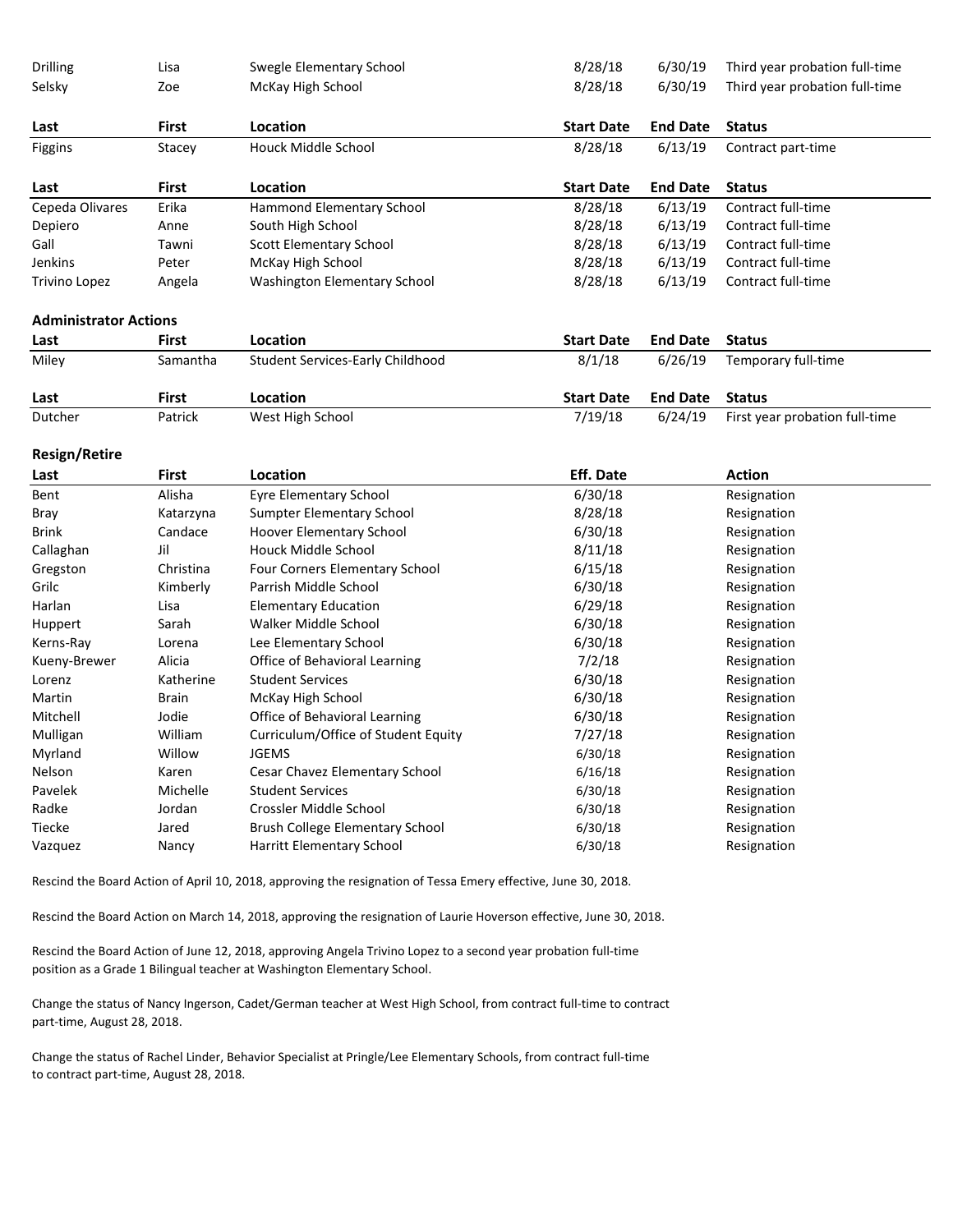| Last | First | Location | Start Date | End Date | Status |
|---|---|---|---|---|---|
| Drilling | Lisa | Swegle Elementary School | 8/28/18 | 6/30/19 | Third year probation full-time |
| Selsky | Zoe | McKay High School | 8/28/18 | 6/30/19 | Third year probation full-time |

| Last | First | Location | Start Date | End Date | Status |
|---|---|---|---|---|---|
| Figgins | Stacey | Houck Middle School | 8/28/18 | 6/13/19 | Contract part-time |

| Last | First | Location | Start Date | End Date | Status |
|---|---|---|---|---|---|
| Cepeda Olivares | Erika | Hammond Elementary School | 8/28/18 | 6/13/19 | Contract full-time |
| Depiero | Anne | South High School | 8/28/18 | 6/13/19 | Contract full-time |
| Gall | Tawni | Scott Elementary School | 8/28/18 | 6/13/19 | Contract full-time |
| Jenkins | Peter | McKay High School | 8/28/18 | 6/13/19 | Contract full-time |
| Trivino Lopez | Angela | Washington Elementary School | 8/28/18 | 6/13/19 | Contract full-time |

**Administrator Actions**

| Last | First | Location | Start Date | End Date | Status |
|---|---|---|---|---|---|
| Miley | Samantha | Student Services-Early Childhood | 8/1/18 | 6/26/19 | Temporary full-time |

| Last | First | Location | Start Date | End Date | Status |
|---|---|---|---|---|---|
| Dutcher | Patrick | West High School | 7/19/18 | 6/24/19 | First year probation full-time |

**Resign/Retire**

| Last | First | Location | Eff. Date | Action |
|---|---|---|---|---|
| Bent | Alisha | Eyre Elementary School | 6/30/18 | Resignation |
| Bray | Katarzyna | Sumpter Elementary School | 8/28/18 | Resignation |
| Brink | Candace | Hoover Elementary School | 6/30/18 | Resignation |
| Callaghan | Jil | Houck Middle School | 8/11/18 | Resignation |
| Gregston | Christina | Four Corners Elementary School | 6/15/18 | Resignation |
| Grilc | Kimberly | Parrish Middle School | 6/30/18 | Resignation |
| Harlan | Lisa | Elementary Education | 6/29/18 | Resignation |
| Huppert | Sarah | Walker Middle School | 6/30/18 | Resignation |
| Kerns-Ray | Lorena | Lee Elementary School | 6/30/18 | Resignation |
| Kueny-Brewer | Alicia | Office of Behavioral Learning | 7/2/18 | Resignation |
| Lorenz | Katherine | Student Services | 6/30/18 | Resignation |
| Martin | Brain | McKay High School | 6/30/18 | Resignation |
| Mitchell | Jodie | Office of Behavioral Learning | 6/30/18 | Resignation |
| Mulligan | William | Curriculum/Office of Student Equity | 7/27/18 | Resignation |
| Myrland | Willow | JGEMS | 6/30/18 | Resignation |
| Nelson | Karen | Cesar Chavez Elementary School | 6/16/18 | Resignation |
| Pavelek | Michelle | Student Services | 6/30/18 | Resignation |
| Radke | Jordan | Crossler Middle School | 6/30/18 | Resignation |
| Tiecke | Jared | Brush College Elementary School | 6/30/18 | Resignation |
| Vazquez | Nancy | Harritt Elementary School | 6/30/18 | Resignation |

Rescind the Board Action of April 10, 2018, approving the resignation of Tessa Emery effective, June 30, 2018.

Rescind the Board Action on March 14, 2018, approving the resignation of Laurie Hoverson effective, June 30, 2018.

Rescind the Board Action of June 12, 2018, approving Angela Trivino Lopez to a second year probation full-time position as a Grade 1 Bilingual teacher at Washington Elementary School.

Change the status of Nancy Ingerson, Cadet/German teacher at West High School, from contract full-time to contract part-time, August 28, 2018.

Change the status of Rachel Linder, Behavior Specialist at Pringle/Lee Elementary Schools, from contract full-time to contract part-time, August 28, 2018.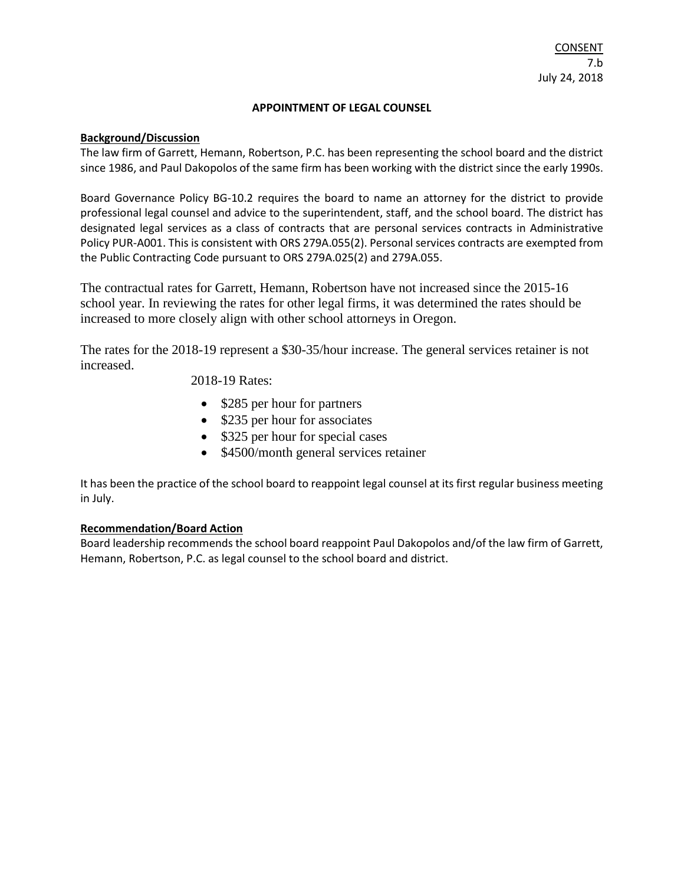CONSENT
7.b
July 24, 2018

## APPOINTMENT OF LEGAL COUNSEL

**Background/Discussion**

The law firm of Garrett, Hemann, Robertson, P.C. has been representing the school board and the district since 1986, and Paul Dakopolos of the same firm has been working with the district since the early 1990s.

Board Governance Policy BG-10.2 requires the board to name an attorney for the district to provide professional legal counsel and advice to the superintendent, staff, and the school board. The district has designated legal services as a class of contracts that are personal services contracts in Administrative Policy PUR-A001. This is consistent with ORS 279A.055(2). Personal services contracts are exempted from the Public Contracting Code pursuant to ORS 279A.025(2) and 279A.055.

The contractual rates for Garrett, Hemann, Robertson have not increased since the 2015-16 school year. In reviewing the rates for other legal firms, it was determined the rates should be increased to more closely align with other school attorneys in Oregon.

The rates for the 2018-19 represent a $30-35/hour increase. The general services retainer is not increased.

2018-19 Rates:

- $285 per hour for partners
- $235 per hour for associates
- $325 per hour for special cases
- $4500/month general services retainer

It has been the practice of the school board to reappoint legal counsel at its first regular business meeting in July.

**Recommendation/Board Action**

Board leadership recommends the school board reappoint Paul Dakopolos and/of the law firm of Garrett, Hemann, Robertson, P.C. as legal counsel to the school board and district.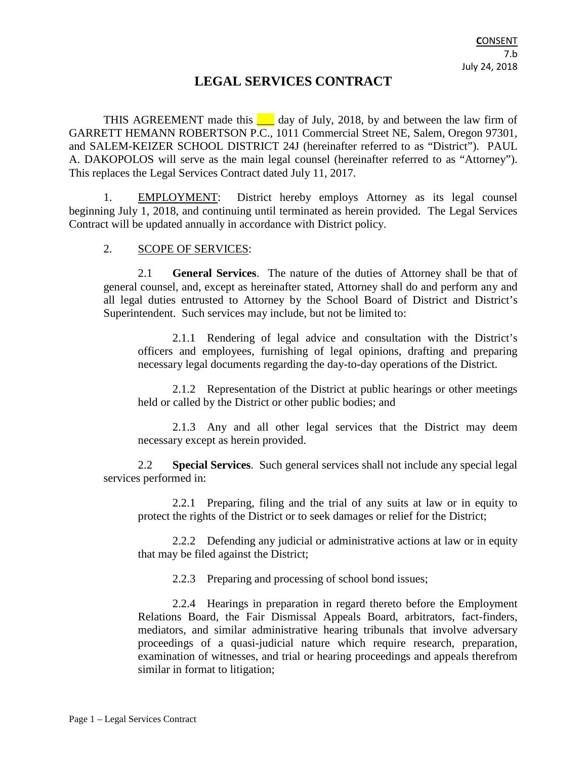**C**ONSENT
7.b
July 24, 2018

# LEGAL SERVICES CONTRACT

THIS AGREEMENT made this ___ day of July, 2018, by and between the law firm of GARRETT HEMANN ROBERTSON P.C., 1011 Commercial Street NE, Salem, Oregon 97301, and SALEM-KEIZER SCHOOL DISTRICT 24J (hereinafter referred to as "District"). PAUL A. DAKOPOLOS will serve as the main legal counsel (hereinafter referred to as "Attorney"). This replaces the Legal Services Contract dated July 11, 2017.

1. EMPLOYMENT: District hereby employs Attorney as its legal counsel beginning July 1, 2018, and continuing until terminated as herein provided. The Legal Services Contract will be updated annually in accordance with District policy.

2. SCOPE OF SERVICES:

2.1 **General Services**. The nature of the duties of Attorney shall be that of general counsel, and, except as hereinafter stated, Attorney shall do and perform any and all legal duties entrusted to Attorney by the School Board of District and District's Superintendent. Such services may include, but not be limited to:

2.1.1 Rendering of legal advice and consultation with the District's officers and employees, furnishing of legal opinions, drafting and preparing necessary legal documents regarding the day-to-day operations of the District.

2.1.2 Representation of the District at public hearings or other meetings held or called by the District or other public bodies; and

2.1.3 Any and all other legal services that the District may deem necessary except as herein provided.

2.2 **Special Services**. Such general services shall not include any special legal services performed in:

2.2.1 Preparing, filing and the trial of any suits at law or in equity to protect the rights of the District or to seek damages or relief for the District;

2.2.2 Defending any judicial or administrative actions at law or in equity that may be filed against the District;

2.2.3 Preparing and processing of school bond issues;

2.2.4 Hearings in preparation in regard thereto before the Employment Relations Board, the Fair Dismissal Appeals Board, arbitrators, fact-finders, mediators, and similar administrative hearing tribunals that involve adversary proceedings of a quasi-judicial nature which require research, preparation, examination of witnesses, and trial or hearing proceedings and appeals therefrom similar in format to litigation;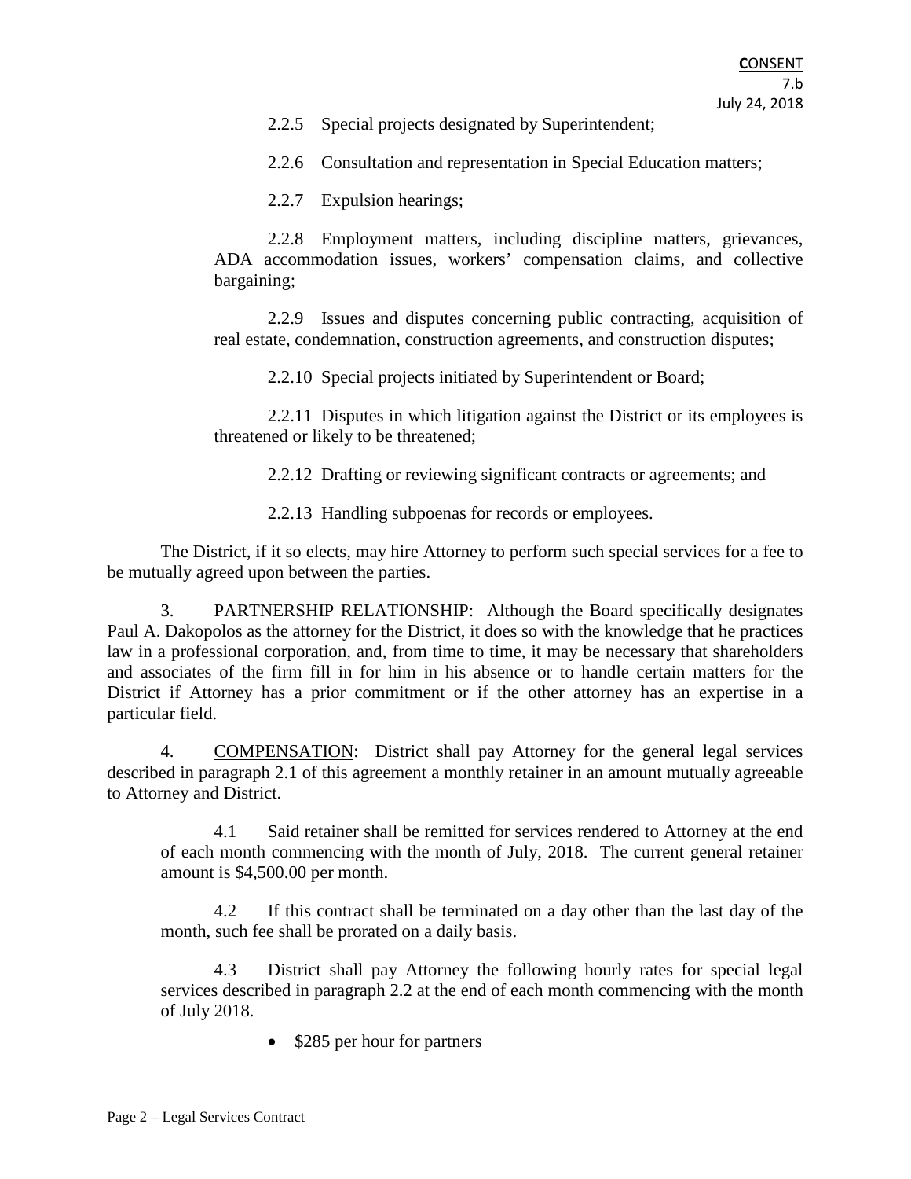2.2.5 Special projects designated by Superintendent;

2.2.6 Consultation and representation in Special Education matters;

2.2.7 Expulsion hearings;

2.2.8 Employment matters, including discipline matters, grievances, ADA accommodation issues, workers' compensation claims, and collective bargaining;

2.2.9 Issues and disputes concerning public contracting, acquisition of real estate, condemnation, construction agreements, and construction disputes;

2.2.10 Special projects initiated by Superintendent or Board;

2.2.11 Disputes in which litigation against the District or its employees is threatened or likely to be threatened;

2.2.12 Drafting or reviewing significant contracts or agreements; and

2.2.13 Handling subpoenas for records or employees.

The District, if it so elects, may hire Attorney to perform such special services for a fee to be mutually agreed upon between the parties.

3. PARTNERSHIP RELATIONSHIP: Although the Board specifically designates Paul A. Dakopolos as the attorney for the District, it does so with the knowledge that he practices law in a professional corporation, and, from time to time, it may be necessary that shareholders and associates of the firm fill in for him in his absence or to handle certain matters for the District if Attorney has a prior commitment or if the other attorney has an expertise in a particular field.

4. COMPENSATION: District shall pay Attorney for the general legal services described in paragraph 2.1 of this agreement a monthly retainer in an amount mutually agreeable to Attorney and District.

4.1 Said retainer shall be remitted for services rendered to Attorney at the end of each month commencing with the month of July, 2018. The current general retainer amount is $4,500.00 per month.

4.2 If this contract shall be terminated on a day other than the last day of the month, such fee shall be prorated on a daily basis.

4.3 District shall pay Attorney the following hourly rates for special legal services described in paragraph 2.2 at the end of each month commencing with the month of July 2018.

- $285 per hour for partners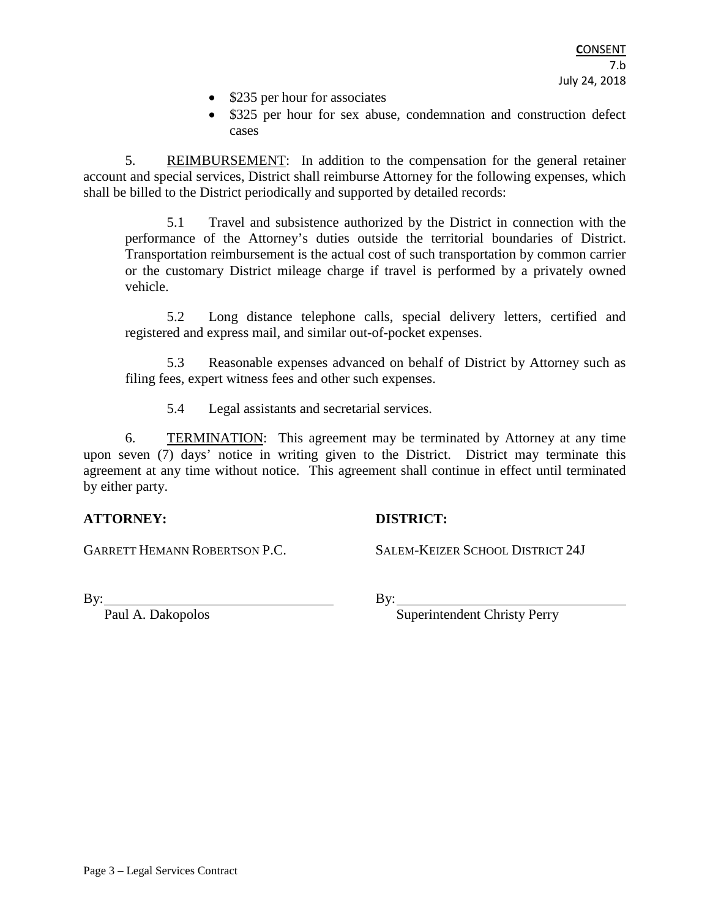- $235 per hour for associates
- $325 per hour for sex abuse, condemnation and construction defect cases

5. REIMBURSEMENT: In addition to the compensation for the general retainer account and special services, District shall reimburse Attorney for the following expenses, which shall be billed to the District periodically and supported by detailed records:

5.1 Travel and subsistence authorized by the District in connection with the performance of the Attorney's duties outside the territorial boundaries of District. Transportation reimbursement is the actual cost of such transportation by common carrier or the customary District mileage charge if travel is performed by a privately owned vehicle.

5.2 Long distance telephone calls, special delivery letters, certified and registered and express mail, and similar out-of-pocket expenses.

5.3 Reasonable expenses advanced on behalf of District by Attorney such as filing fees, expert witness fees and other such expenses.

5.4 Legal assistants and secretarial services.

6. TERMINATION: This agreement may be terminated by Attorney at any time upon seven (7) days' notice in writing given to the District. District may terminate this agreement at any time without notice. This agreement shall continue in effect until terminated by either party.

| **ATTORNEY:** | **DISTRICT:** |
|---|---|
| GARRETT HEMANN ROBERTSON P.C. | SALEM-KEIZER SCHOOL DISTRICT 24J |
| By: ______________________ | By: ______________________ |
| Paul A. Dakopolos | Superintendent Christy Perry |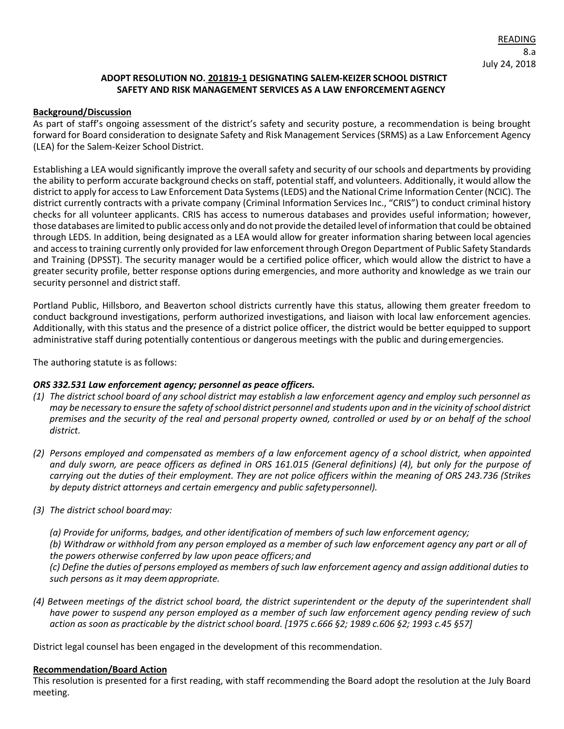READING
8.a
July 24, 2018

## ADOPT RESOLUTION NO. 201819-1 DESIGNATING SALEM-KEIZER SCHOOL DISTRICT SAFETY AND RISK MANAGEMENT SERVICES AS A LAW ENFORCEMENT AGENCY

**Background/Discussion**

As part of staff's ongoing assessment of the district's safety and security posture, a recommendation is being brought forward for Board consideration to designate Safety and Risk Management Services (SRMS) as a Law Enforcement Agency (LEA) for the Salem-Keizer School District.

Establishing a LEA would significantly improve the overall safety and security of our schools and departments by providing the ability to perform accurate background checks on staff, potential staff, and volunteers. Additionally, it would allow the district to apply for access to Law Enforcement Data Systems (LEDS) and the National Crime Information Center (NCIC). The district currently contracts with a private company (Criminal Information Services Inc., "CRIS") to conduct criminal history checks for all volunteer applicants. CRIS has access to numerous databases and provides useful information; however, those databases are limited to public access only and do not provide the detailed level of information that could be obtained through LEDS. In addition, being designated as a LEA would allow for greater information sharing between local agencies and access to training currently only provided for law enforcement through Oregon Department of Public Safety Standards and Training (DPSST). The security manager would be a certified police officer, which would allow the district to have a greater security profile, better response options during emergencies, and more authority and knowledge as we train our security personnel and district staff.

Portland Public, Hillsboro, and Beaverton school districts currently have this status, allowing them greater freedom to conduct background investigations, perform authorized investigations, and liaison with local law enforcement agencies. Additionally, with this status and the presence of a district police officer, the district would be better equipped to support administrative staff during potentially contentious or dangerous meetings with the public and during emergencies.

The authoring statute is as follows:

***ORS 332.531 Law enforcement agency; personnel as peace officers.***

*(1) The district school board of any school district may establish a law enforcement agency and employ such personnel as may be necessary to ensure the safety of school district personnel and students upon and in the vicinity of school district premises and the security of the real and personal property owned, controlled or used by or on behalf of the school district.*

*(2) Persons employed and compensated as members of a law enforcement agency of a school district, when appointed and duly sworn, are peace officers as defined in ORS 161.015 (General definitions) (4), but only for the purpose of carrying out the duties of their employment. They are not police officers within the meaning of ORS 243.736 (Strikes by deputy district attorneys and certain emergency and public safety personnel).*

*(3) The district school board may:*

*(a) Provide for uniforms, badges, and other identification of members of such law enforcement agency;*
*(b) Withdraw or withhold from any person employed as a member of such law enforcement agency any part or all of the powers otherwise conferred by law upon peace officers; and*
*(c) Define the duties of persons employed as members of such law enforcement agency and assign additional duties to such persons as it may deem appropriate.*

*(4) Between meetings of the district school board, the district superintendent or the deputy of the superintendent shall have power to suspend any person employed as a member of such law enforcement agency pending review of such action as soon as practicable by the district school board. [1975 c.666 §2; 1989 c.606 §2; 1993 c.45 §57]*

District legal counsel has been engaged in the development of this recommendation.

**Recommendation/Board Action**

This resolution is presented for a first reading, with staff recommending the Board adopt the resolution at the July Board meeting.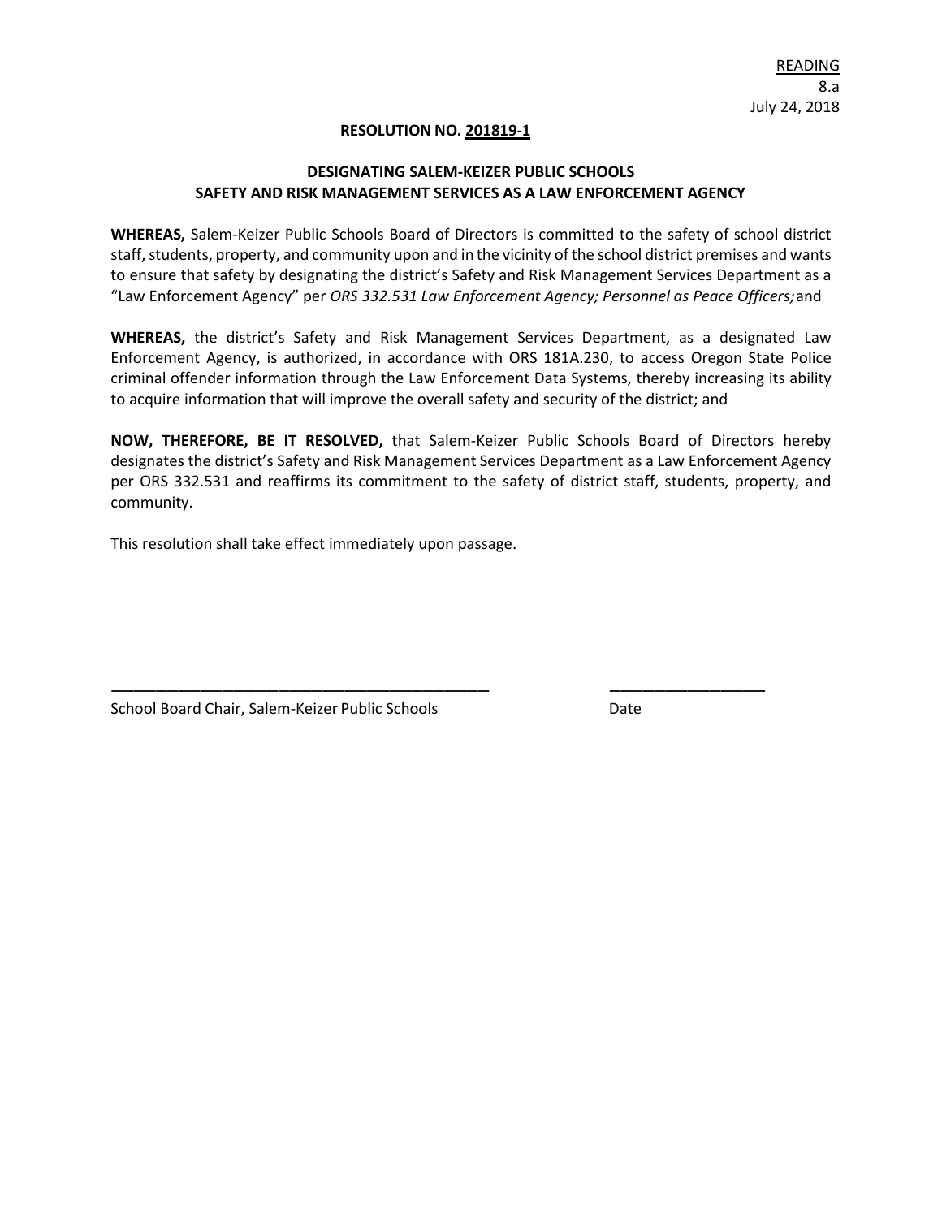READING
8.a
July 24, 2018

**RESOLUTION NO. 201819-1**

**DESIGNATING SALEM-KEIZER PUBLIC SCHOOLS**
**SAFETY AND RISK MANAGEMENT SERVICES AS A LAW ENFORCEMENT AGENCY**

**WHEREAS,** Salem-Keizer Public Schools Board of Directors is committed to the safety of school district staff, students, property, and community upon and in the vicinity of the school district premises and wants to ensure that safety by designating the district's Safety and Risk Management Services Department as a "Law Enforcement Agency" per *ORS 332.531 Law Enforcement Agency; Personnel as Peace Officers;* and

**WHEREAS,** the district's Safety and Risk Management Services Department, as a designated Law Enforcement Agency, is authorized, in accordance with ORS 181A.230, to access Oregon State Police criminal offender information through the Law Enforcement Data Systems, thereby increasing its ability to acquire information that will improve the overall safety and security of the district; and

**NOW, THEREFORE, BE IT RESOLVED,** that Salem-Keizer Public Schools Board of Directors hereby designates the district's Safety and Risk Management Services Department as a Law Enforcement Agency per ORS 332.531 and reaffirms its commitment to the safety of district staff, students, property, and community.

This resolution shall take effect immediately upon passage.

_____________________________________________ __________________

School Board Chair, Salem-Keizer Public Schools Date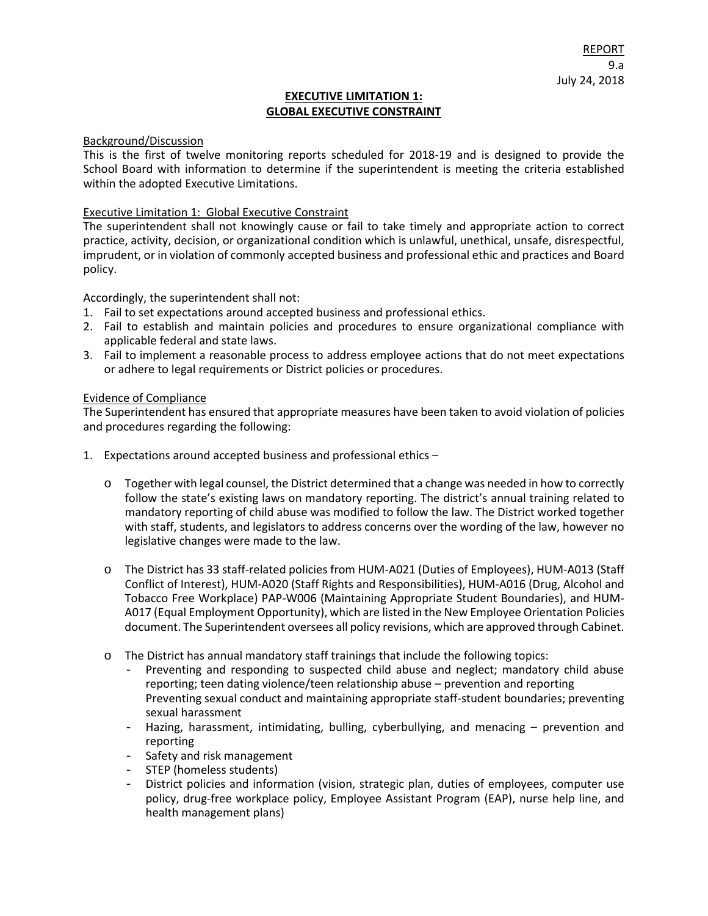REPORT
9.a
July 24, 2018

## EXECUTIVE LIMITATION 1: GLOBAL EXECUTIVE CONSTRAINT

Background/Discussion

This is the first of twelve monitoring reports scheduled for 2018-19 and is designed to provide the School Board with information to determine if the superintendent is meeting the criteria established within the adopted Executive Limitations.

Executive Limitation 1: Global Executive Constraint

The superintendent shall not knowingly cause or fail to take timely and appropriate action to correct practice, activity, decision, or organizational condition which is unlawful, unethical, unsafe, disrespectful, imprudent, or in violation of commonly accepted business and professional ethic and practices and Board policy.

Accordingly, the superintendent shall not:

1. Fail to set expectations around accepted business and professional ethics.
2. Fail to establish and maintain policies and procedures to ensure organizational compliance with applicable federal and state laws.
3. Fail to implement a reasonable process to address employee actions that do not meet expectations or adhere to legal requirements or District policies or procedures.

Evidence of Compliance

The Superintendent has ensured that appropriate measures have been taken to avoid violation of policies and procedures regarding the following:

1. Expectations around accepted business and professional ethics –

   - Together with legal counsel, the District determined that a change was needed in how to correctly follow the state's existing laws on mandatory reporting. The district's annual training related to mandatory reporting of child abuse was modified to follow the law. The District worked together with staff, students, and legislators to address concerns over the wording of the law, however no legislative changes were made to the law.

   - The District has 33 staff-related policies from HUM-A021 (Duties of Employees), HUM-A013 (Staff Conflict of Interest), HUM-A020 (Staff Rights and Responsibilities), HUM-A016 (Drug, Alcohol and Tobacco Free Workplace) PAP-W006 (Maintaining Appropriate Student Boundaries), and HUM-A017 (Equal Employment Opportunity), which are listed in the New Employee Orientation Policies document. The Superintendent oversees all policy revisions, which are approved through Cabinet.

   - The District has annual mandatory staff trainings that include the following topics:
     - Preventing and responding to suspected child abuse and neglect; mandatory child abuse reporting; teen dating violence/teen relationship abuse – prevention and reporting
       Preventing sexual conduct and maintaining appropriate staff-student boundaries; preventing sexual harassment
     - Hazing, harassment, intimidating, bulling, cyberbullying, and menacing – prevention and reporting
     - Safety and risk management
     - STEP (homeless students)
     - District policies and information (vision, strategic plan, duties of employees, computer use policy, drug-free workplace policy, Employee Assistant Program (EAP), nurse help line, and health management plans)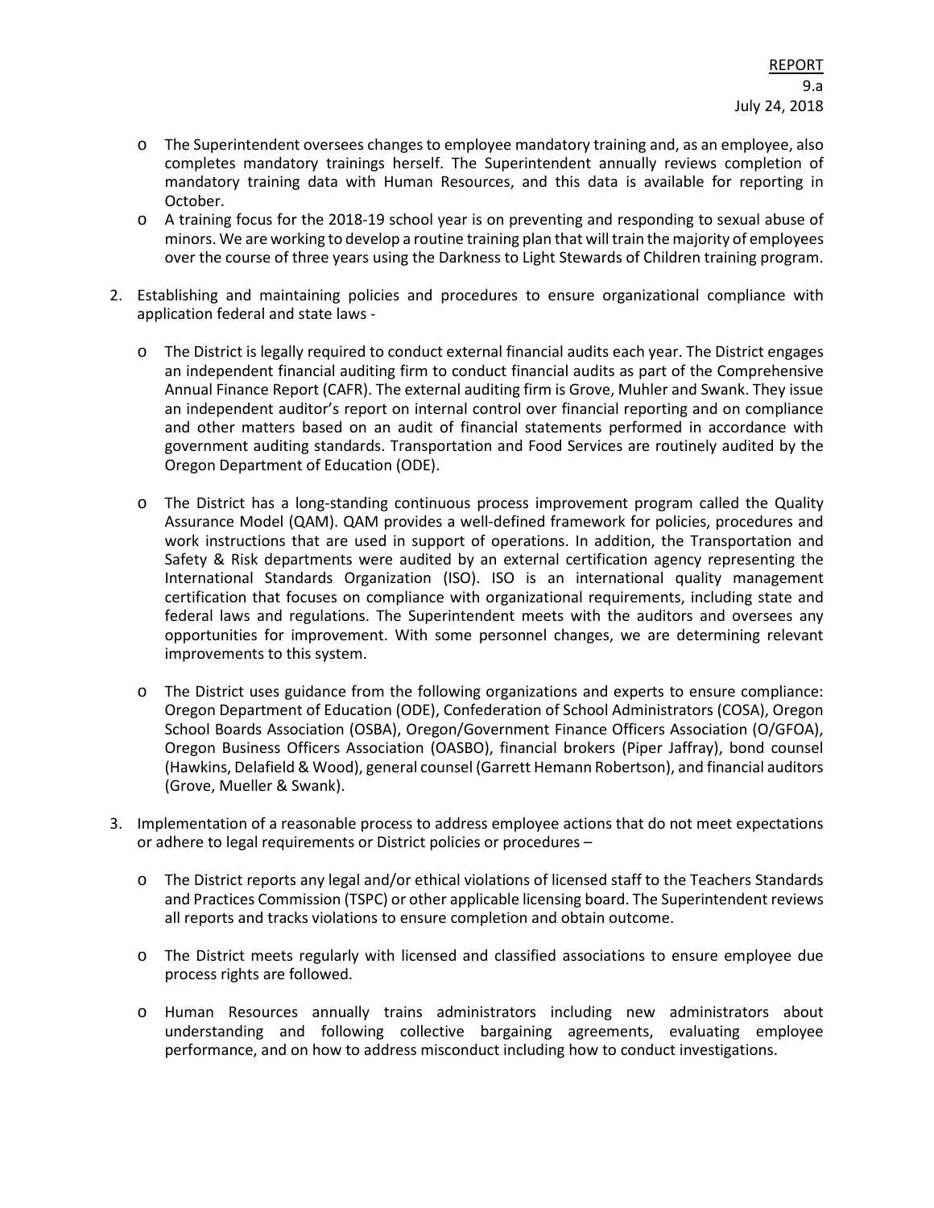- The Superintendent oversees changes to employee mandatory training and, as an employee, also completes mandatory trainings herself. The Superintendent annually reviews completion of mandatory training data with Human Resources, and this data is available for reporting in October.
- A training focus for the 2018-19 school year is on preventing and responding to sexual abuse of minors. We are working to develop a routine training plan that will train the majority of employees over the course of three years using the Darkness to Light Stewards of Children training program.

2. Establishing and maintaining policies and procedures to ensure organizational compliance with application federal and state laws -

   - The District is legally required to conduct external financial audits each year. The District engages an independent financial auditing firm to conduct financial audits as part of the Comprehensive Annual Finance Report (CAFR). The external auditing firm is Grove, Muhler and Swank. They issue an independent auditor's report on internal control over financial reporting and on compliance and other matters based on an audit of financial statements performed in accordance with government auditing standards. Transportation and Food Services are routinely audited by the Oregon Department of Education (ODE).

   - The District has a long-standing continuous process improvement program called the Quality Assurance Model (QAM). QAM provides a well-defined framework for policies, procedures and work instructions that are used in support of operations. In addition, the Transportation and Safety & Risk departments were audited by an external certification agency representing the International Standards Organization (ISO). ISO is an international quality management certification that focuses on compliance with organizational requirements, including state and federal laws and regulations. The Superintendent meets with the auditors and oversees any opportunities for improvement. With some personnel changes, we are determining relevant improvements to this system.

   - The District uses guidance from the following organizations and experts to ensure compliance: Oregon Department of Education (ODE), Confederation of School Administrators (COSA), Oregon School Boards Association (OSBA), Oregon/Government Finance Officers Association (O/GFOA), Oregon Business Officers Association (OASBO), financial brokers (Piper Jaffray), bond counsel (Hawkins, Delafield & Wood), general counsel (Garrett Hemann Robertson), and financial auditors (Grove, Mueller & Swank).

3. Implementation of a reasonable process to address employee actions that do not meet expectations or adhere to legal requirements or District policies or procedures –

   - The District reports any legal and/or ethical violations of licensed staff to the Teachers Standards and Practices Commission (TSPC) or other applicable licensing board. The Superintendent reviews all reports and tracks violations to ensure completion and obtain outcome.

   - The District meets regularly with licensed and classified associations to ensure employee due process rights are followed.

   - Human Resources annually trains administrators including new administrators about understanding and following collective bargaining agreements, evaluating employee performance, and on how to address misconduct including how to conduct investigations.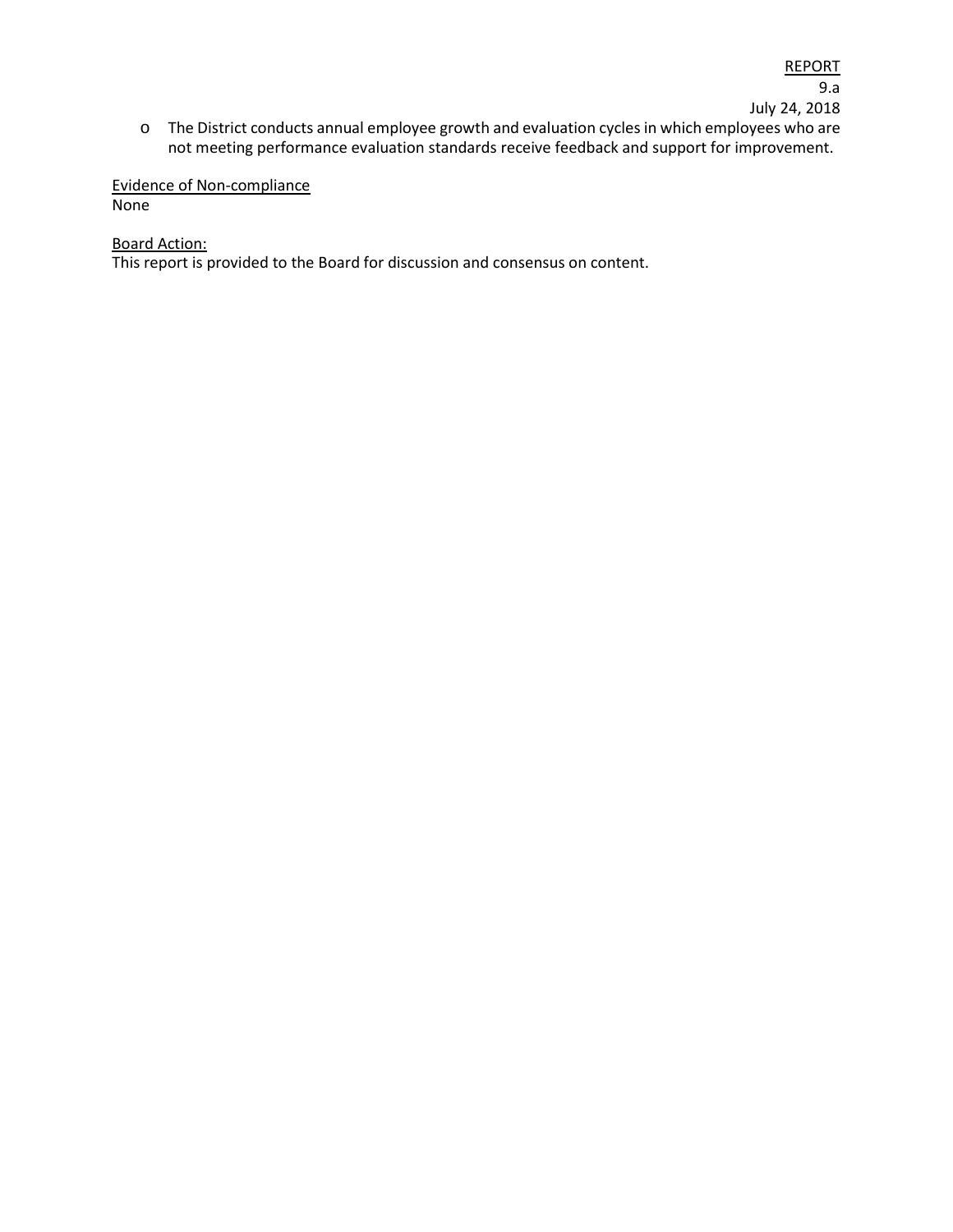- The District conducts annual employee growth and evaluation cycles in which employees who are not meeting performance evaluation standards receive feedback and support for improvement.

Evidence of Non-compliance
None

Board Action:
This report is provided to the Board for discussion and consensus on content.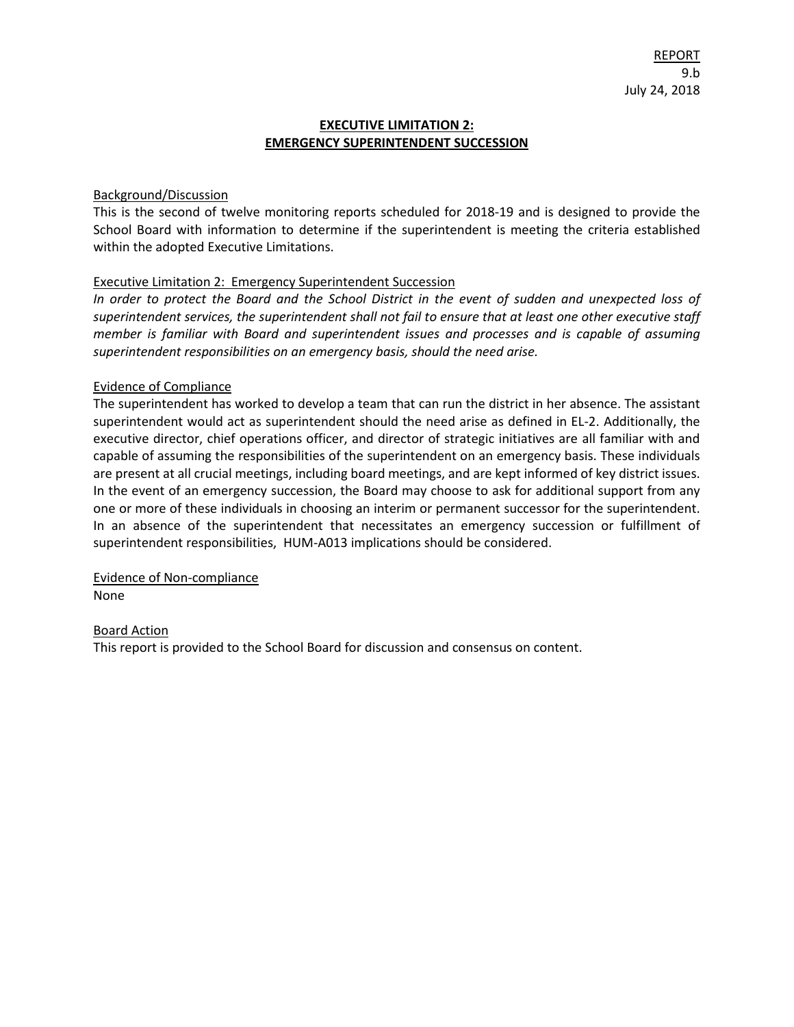<u>REPORT</u>
9.b
July 24, 2018

## EXECUTIVE LIMITATION 2: EMERGENCY SUPERINTENDENT SUCCESSION

<u>Background/Discussion</u>

This is the second of twelve monitoring reports scheduled for 2018-19 and is designed to provide the School Board with information to determine if the superintendent is meeting the criteria established within the adopted Executive Limitations.

<u>Executive Limitation 2: Emergency Superintendent Succession</u>

*In order to protect the Board and the School District in the event of sudden and unexpected loss of superintendent services, the superintendent shall not fail to ensure that at least one other executive staff member is familiar with Board and superintendent issues and processes and is capable of assuming superintendent responsibilities on an emergency basis, should the need arise.*

<u>Evidence of Compliance</u>

The superintendent has worked to develop a team that can run the district in her absence. The assistant superintendent would act as superintendent should the need arise as defined in EL-2. Additionally, the executive director, chief operations officer, and director of strategic initiatives are all familiar with and capable of assuming the responsibilities of the superintendent on an emergency basis. These individuals are present at all crucial meetings, including board meetings, and are kept informed of key district issues. In the event of an emergency succession, the Board may choose to ask for additional support from any one or more of these individuals in choosing an interim or permanent successor for the superintendent. In an absence of the superintendent that necessitates an emergency succession or fulfillment of superintendent responsibilities, HUM-A013 implications should be considered.

<u>Evidence of Non-compliance</u>

None

<u>Board Action</u>

This report is provided to the School Board for discussion and consensus on content.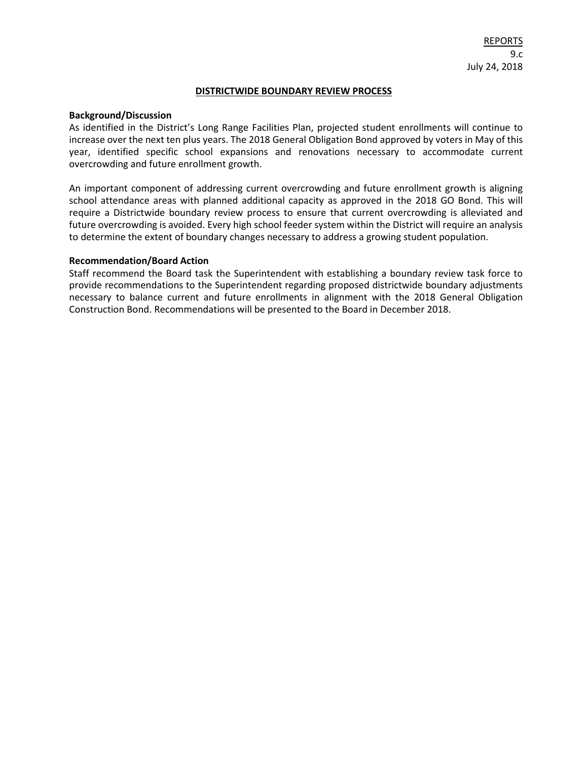REPORTS
9.c
July 24, 2018

# DISTRICTWIDE BOUNDARY REVIEW PROCESS

**Background/Discussion**

As identified in the District's Long Range Facilities Plan, projected student enrollments will continue to increase over the next ten plus years. The 2018 General Obligation Bond approved by voters in May of this year, identified specific school expansions and renovations necessary to accommodate current overcrowding and future enrollment growth.

An important component of addressing current overcrowding and future enrollment growth is aligning school attendance areas with planned additional capacity as approved in the 2018 GO Bond. This will require a Districtwide boundary review process to ensure that current overcrowding is alleviated and future overcrowding is avoided. Every high school feeder system within the District will require an analysis to determine the extent of boundary changes necessary to address a growing student population.

**Recommendation/Board Action**

Staff recommend the Board task the Superintendent with establishing a boundary review task force to provide recommendations to the Superintendent regarding proposed districtwide boundary adjustments necessary to balance current and future enrollments in alignment with the 2018 General Obligation Construction Bond. Recommendations will be presented to the Board in December 2018.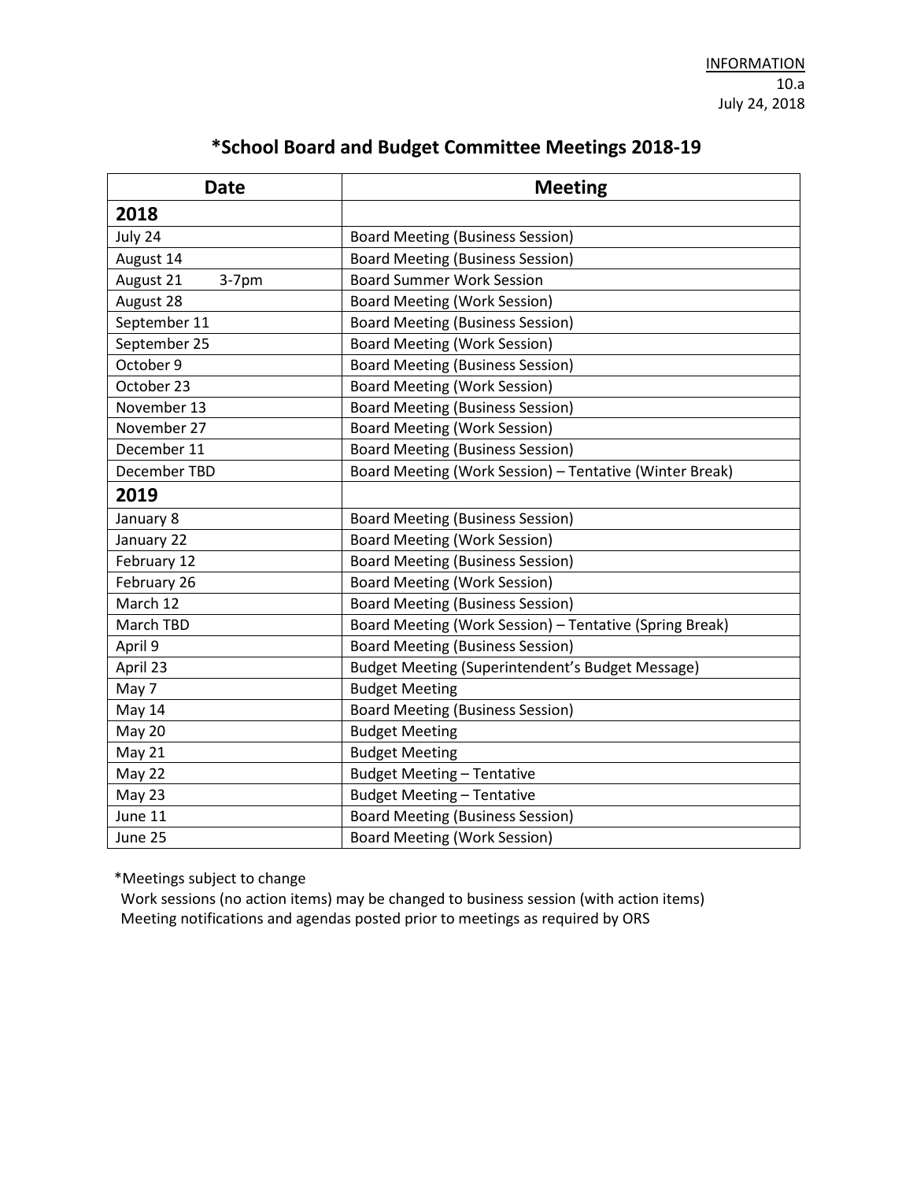INFORMATION
10.a
July 24, 2018

# *School Board and Budget Committee Meetings 2018-19

| Date | Meeting |
|---|---|
| **2018** | |
| July 24 | Board Meeting (Business Session) |
| August 14 | Board Meeting (Business Session) |
| August 21 3-7pm | Board Summer Work Session |
| August 28 | Board Meeting (Work Session) |
| September 11 | Board Meeting (Business Session) |
| September 25 | Board Meeting (Work Session) |
| October 9 | Board Meeting (Business Session) |
| October 23 | Board Meeting (Work Session) |
| November 13 | Board Meeting (Business Session) |
| November 27 | Board Meeting (Work Session) |
| December 11 | Board Meeting (Business Session) |
| December TBD | Board Meeting (Work Session) – Tentative (Winter Break) |
| **2019** | |
| January 8 | Board Meeting (Business Session) |
| January 22 | Board Meeting (Work Session) |
| February 12 | Board Meeting (Business Session) |
| February 26 | Board Meeting (Work Session) |
| March 12 | Board Meeting (Business Session) |
| March TBD | Board Meeting (Work Session) – Tentative (Spring Break) |
| April 9 | Board Meeting (Business Session) |
| April 23 | Budget Meeting (Superintendent's Budget Message) |
| May 7 | Budget Meeting |
| May 14 | Board Meeting (Business Session) |
| May 20 | Budget Meeting |
| May 21 | Budget Meeting |
| May 22 | Budget Meeting – Tentative |
| May 23 | Budget Meeting – Tentative |
| June 11 | Board Meeting (Business Session) |
| June 25 | Board Meeting (Work Session) |

*Meetings subject to change
Work sessions (no action items) may be changed to business session (with action items)
Meeting notifications and agendas posted prior to meetings as required by ORS